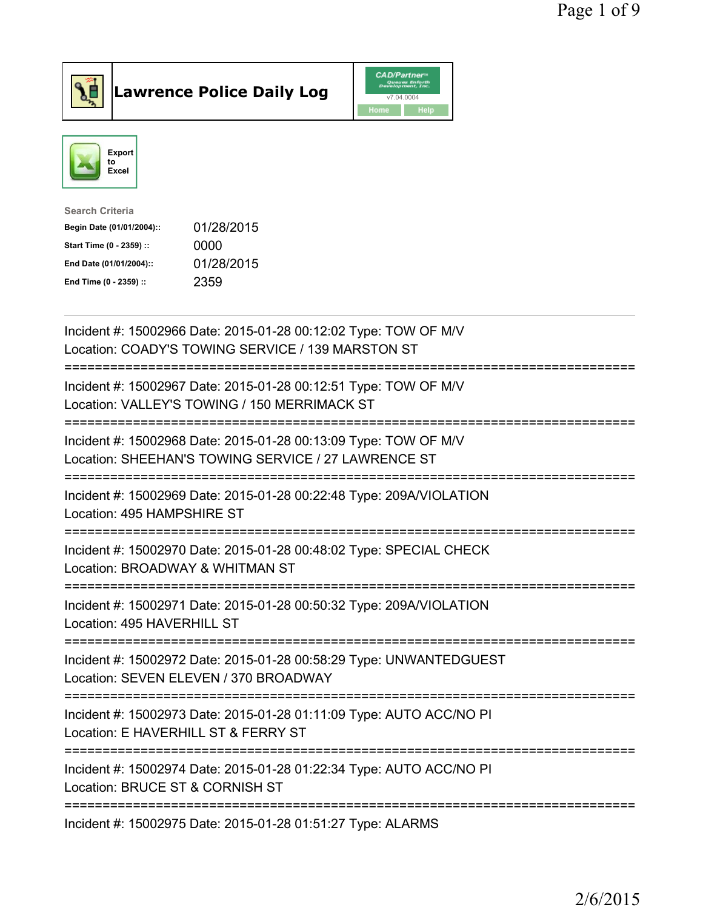# Lawrence Police Daily Log

Export to Excel

**Search Criteria**

| | |
|---|---|
| **Begin Date (01/01/2004)::** | 01/28/2015 |
| **Start Time (0 - 2359) ::** | 0000 |
| **End Date (01/01/2004)::** | 01/28/2015 |
| **End Time (0 - 2359) ::** | 2359 |

---

Incident #: 15002966 Date: 2015-01-28 00:12:02 Type: TOW OF M/V
Location: COADY'S TOWING SERVICE / 139 MARSTON ST

===========================================================================

Incident #: 15002967 Date: 2015-01-28 00:12:51 Type: TOW OF M/V
Location: VALLEY'S TOWING / 150 MERRIMACK ST

===========================================================================

Incident #: 15002968 Date: 2015-01-28 00:13:09 Type: TOW OF M/V
Location: SHEEHAN'S TOWING SERVICE / 27 LAWRENCE ST

===========================================================================

Incident #: 15002969 Date: 2015-01-28 00:22:48 Type: 209A/VIOLATION
Location: 495 HAMPSHIRE ST

===========================================================================

Incident #: 15002970 Date: 2015-01-28 00:48:02 Type: SPECIAL CHECK
Location: BROADWAY & WHITMAN ST

===========================================================================

Incident #: 15002971 Date: 2015-01-28 00:50:32 Type: 209A/VIOLATION
Location: 495 HAVERHILL ST

===========================================================================

Incident #: 15002972 Date: 2015-01-28 00:58:29 Type: UNWANTEDGUEST
Location: SEVEN ELEVEN / 370 BROADWAY

===========================================================================

Incident #: 15002973 Date: 2015-01-28 01:11:09 Type: AUTO ACC/NO PI
Location: E HAVERHILL ST & FERRY ST

===========================================================================

Incident #: 15002974 Date: 2015-01-28 01:22:34 Type: AUTO ACC/NO PI
Location: BRUCE ST & CORNISH ST

===========================================================================

Incident #: 15002975 Date: 2015-01-28 01:51:27 Type: ALARMS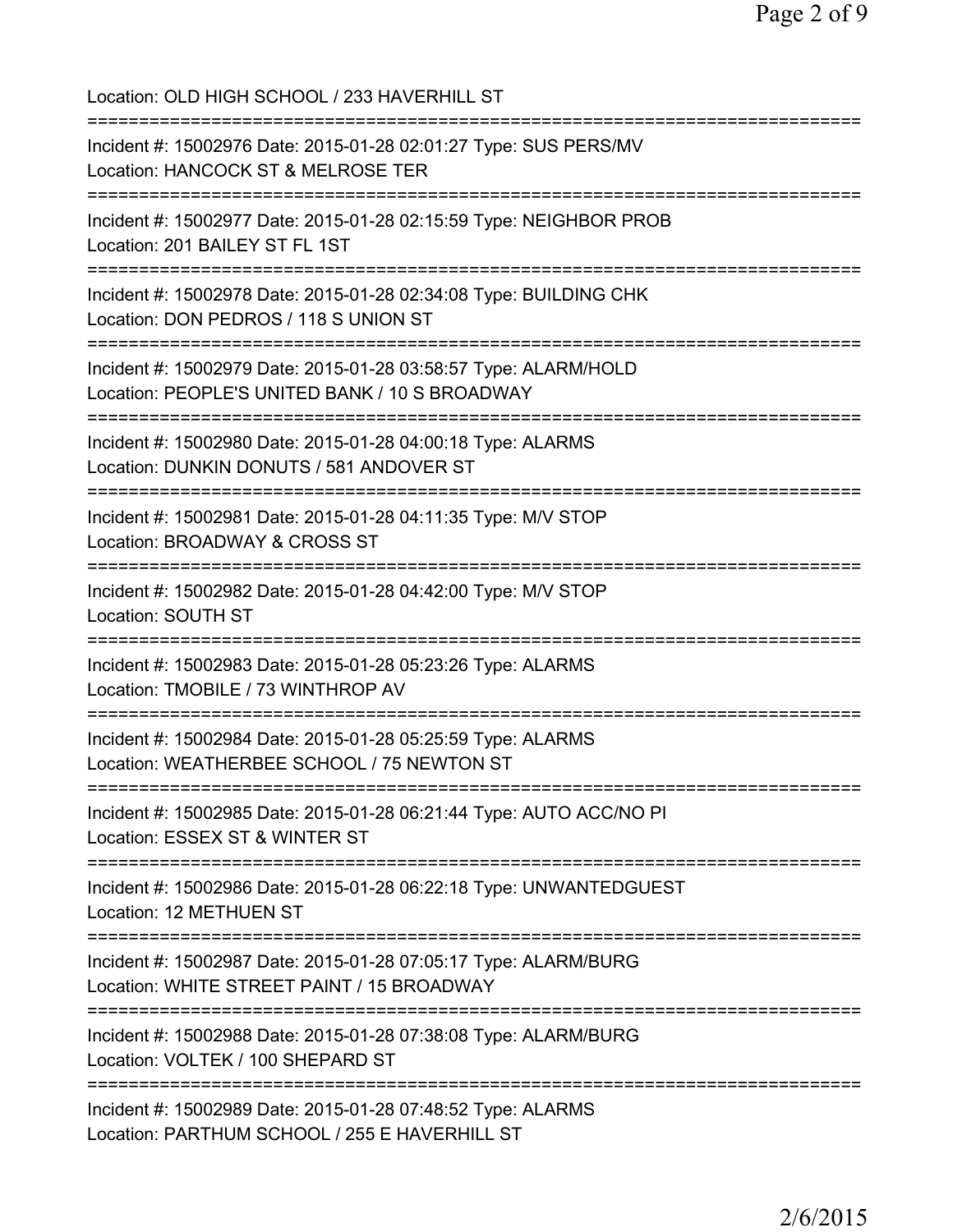Location: OLD HIGH SCHOOL / 233 HAVERHILL ST

===========================================================================

Incident #: 15002976 Date: 2015-01-28 02:01:27 Type: SUS PERS/MV
Location: HANCOCK ST & MELROSE TER

===========================================================================

Incident #: 15002977 Date: 2015-01-28 02:15:59 Type: NEIGHBOR PROB
Location: 201 BAILEY ST FL 1ST

===========================================================================

Incident #: 15002978 Date: 2015-01-28 02:34:08 Type: BUILDING CHK
Location: DON PEDROS / 118 S UNION ST

===========================================================================

Incident #: 15002979 Date: 2015-01-28 03:58:57 Type: ALARM/HOLD
Location: PEOPLE'S UNITED BANK / 10 S BROADWAY

===========================================================================

Incident #: 15002980 Date: 2015-01-28 04:00:18 Type: ALARMS
Location: DUNKIN DONUTS / 581 ANDOVER ST

===========================================================================

Incident #: 15002981 Date: 2015-01-28 04:11:35 Type: M/V STOP
Location: BROADWAY & CROSS ST

===========================================================================

Incident #: 15002982 Date: 2015-01-28 04:42:00 Type: M/V STOP
Location: SOUTH ST

===========================================================================

Incident #: 15002983 Date: 2015-01-28 05:23:26 Type: ALARMS
Location: TMOBILE / 73 WINTHROP AV

===========================================================================

Incident #: 15002984 Date: 2015-01-28 05:25:59 Type: ALARMS
Location: WEATHERBEE SCHOOL / 75 NEWTON ST

===========================================================================

Incident #: 15002985 Date: 2015-01-28 06:21:44 Type: AUTO ACC/NO PI
Location: ESSEX ST & WINTER ST

===========================================================================

Incident #: 15002986 Date: 2015-01-28 06:22:18 Type: UNWANTEDGUEST
Location: 12 METHUEN ST

===========================================================================

Incident #: 15002987 Date: 2015-01-28 07:05:17 Type: ALARM/BURG
Location: WHITE STREET PAINT / 15 BROADWAY

===========================================================================

Incident #: 15002988 Date: 2015-01-28 07:38:08 Type: ALARM/BURG
Location: VOLTEK / 100 SHEPARD ST

===========================================================================

Incident #: 15002989 Date: 2015-01-28 07:48:52 Type: ALARMS
Location: PARTHUM SCHOOL / 255 E HAVERHILL ST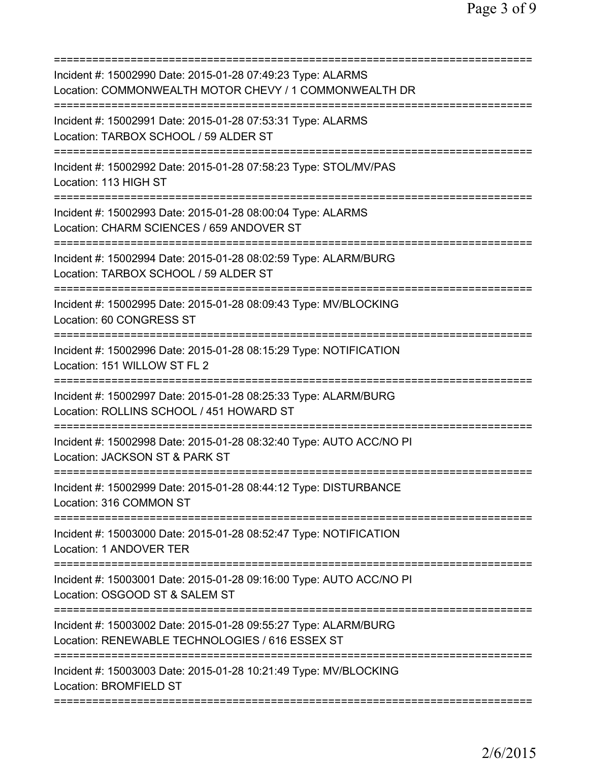===========================================================================

Incident #: 15002990 Date: 2015-01-28 07:49:23 Type: ALARMS
Location: COMMONWEALTH MOTOR CHEVY / 1 COMMONWEALTH DR

===========================================================================

Incident #: 15002991 Date: 2015-01-28 07:53:31 Type: ALARMS
Location: TARBOX SCHOOL / 59 ALDER ST

===========================================================================

Incident #: 15002992 Date: 2015-01-28 07:58:23 Type: STOL/MV/PAS
Location: 113 HIGH ST

===========================================================================

Incident #: 15002993 Date: 2015-01-28 08:00:04 Type: ALARMS
Location: CHARM SCIENCES / 659 ANDOVER ST

===========================================================================

Incident #: 15002994 Date: 2015-01-28 08:02:59 Type: ALARM/BURG
Location: TARBOX SCHOOL / 59 ALDER ST

===========================================================================

Incident #: 15002995 Date: 2015-01-28 08:09:43 Type: MV/BLOCKING
Location: 60 CONGRESS ST

===========================================================================

Incident #: 15002996 Date: 2015-01-28 08:15:29 Type: NOTIFICATION
Location: 151 WILLOW ST FL 2

===========================================================================

Incident #: 15002997 Date: 2015-01-28 08:25:33 Type: ALARM/BURG
Location: ROLLINS SCHOOL / 451 HOWARD ST

===========================================================================

Incident #: 15002998 Date: 2015-01-28 08:32:40 Type: AUTO ACC/NO PI
Location: JACKSON ST & PARK ST

===========================================================================

Incident #: 15002999 Date: 2015-01-28 08:44:12 Type: DISTURBANCE
Location: 316 COMMON ST

===========================================================================

Incident #: 15003000 Date: 2015-01-28 08:52:47 Type: NOTIFICATION
Location: 1 ANDOVER TER

===========================================================================

Incident #: 15003001 Date: 2015-01-28 09:16:00 Type: AUTO ACC/NO PI
Location: OSGOOD ST & SALEM ST

===========================================================================

Incident #: 15003002 Date: 2015-01-28 09:55:27 Type: ALARM/BURG
Location: RENEWABLE TECHNOLOGIES / 616 ESSEX ST

===========================================================================

Incident #: 15003003 Date: 2015-01-28 10:21:49 Type: MV/BLOCKING
Location: BROMFIELD ST

===========================================================================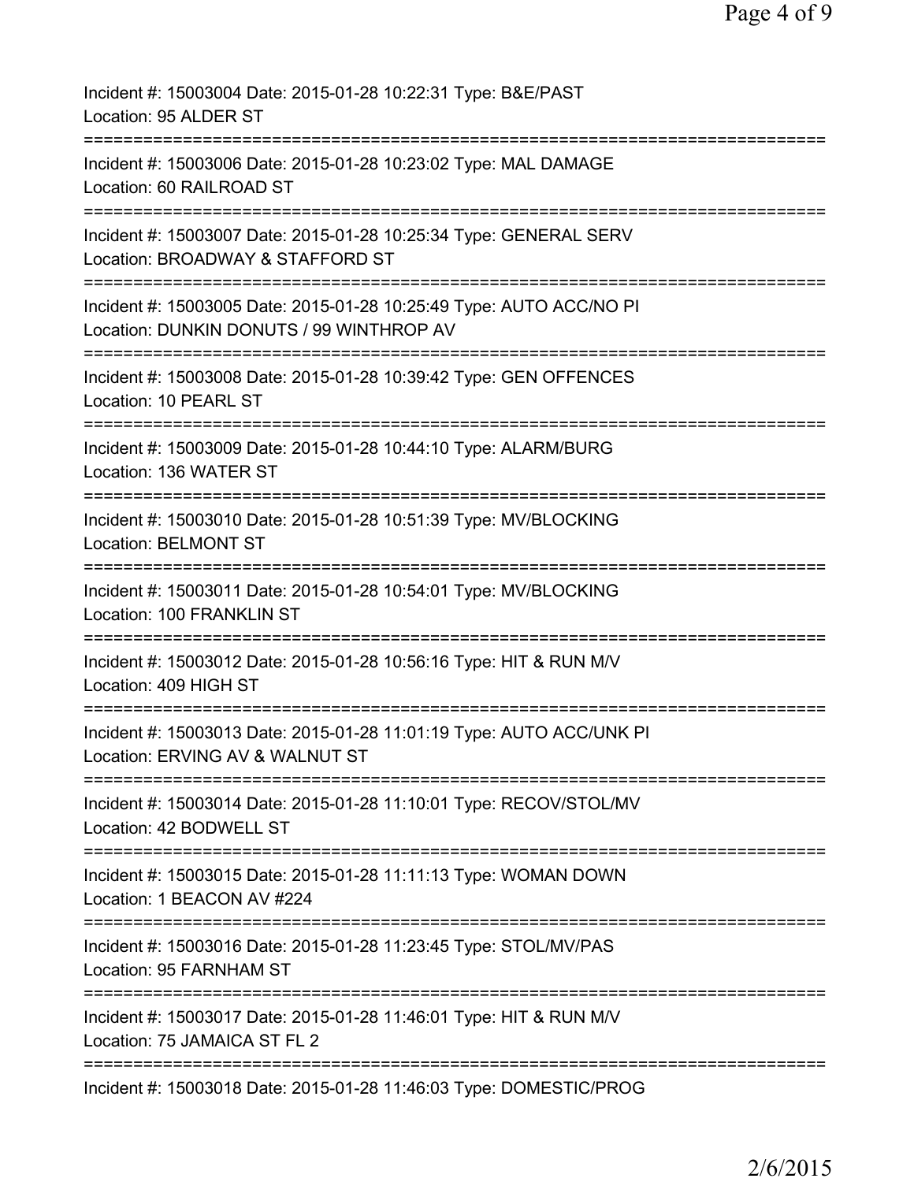Incident #: 15003004 Date: 2015-01-28 10:22:31 Type: B&E/PAST
Location: 95 ALDER ST

===========================================================================

Incident #: 15003006 Date: 2015-01-28 10:23:02 Type: MAL DAMAGE
Location: 60 RAILROAD ST

===========================================================================

Incident #: 15003007 Date: 2015-01-28 10:25:34 Type: GENERAL SERV
Location: BROADWAY & STAFFORD ST

===========================================================================

Incident #: 15003005 Date: 2015-01-28 10:25:49 Type: AUTO ACC/NO PI
Location: DUNKIN DONUTS / 99 WINTHROP AV

===========================================================================

Incident #: 15003008 Date: 2015-01-28 10:39:42 Type: GEN OFFENCES
Location: 10 PEARL ST

===========================================================================

Incident #: 15003009 Date: 2015-01-28 10:44:10 Type: ALARM/BURG
Location: 136 WATER ST

===========================================================================

Incident #: 15003010 Date: 2015-01-28 10:51:39 Type: MV/BLOCKING
Location: BELMONT ST

===========================================================================

Incident #: 15003011 Date: 2015-01-28 10:54:01 Type: MV/BLOCKING
Location: 100 FRANKLIN ST

===========================================================================

Incident #: 15003012 Date: 2015-01-28 10:56:16 Type: HIT & RUN M/V
Location: 409 HIGH ST

===========================================================================

Incident #: 15003013 Date: 2015-01-28 11:01:19 Type: AUTO ACC/UNK PI
Location: ERVING AV & WALNUT ST

===========================================================================

Incident #: 15003014 Date: 2015-01-28 11:10:01 Type: RECOV/STOL/MV
Location: 42 BODWELL ST

===========================================================================

Incident #: 15003015 Date: 2015-01-28 11:11:13 Type: WOMAN DOWN
Location: 1 BEACON AV #224

===========================================================================

Incident #: 15003016 Date: 2015-01-28 11:23:45 Type: STOL/MV/PAS
Location: 95 FARNHAM ST

===========================================================================

Incident #: 15003017 Date: 2015-01-28 11:46:01 Type: HIT & RUN M/V
Location: 75 JAMAICA ST FL 2

===========================================================================

Incident #: 15003018 Date: 2015-01-28 11:46:03 Type: DOMESTIC/PROG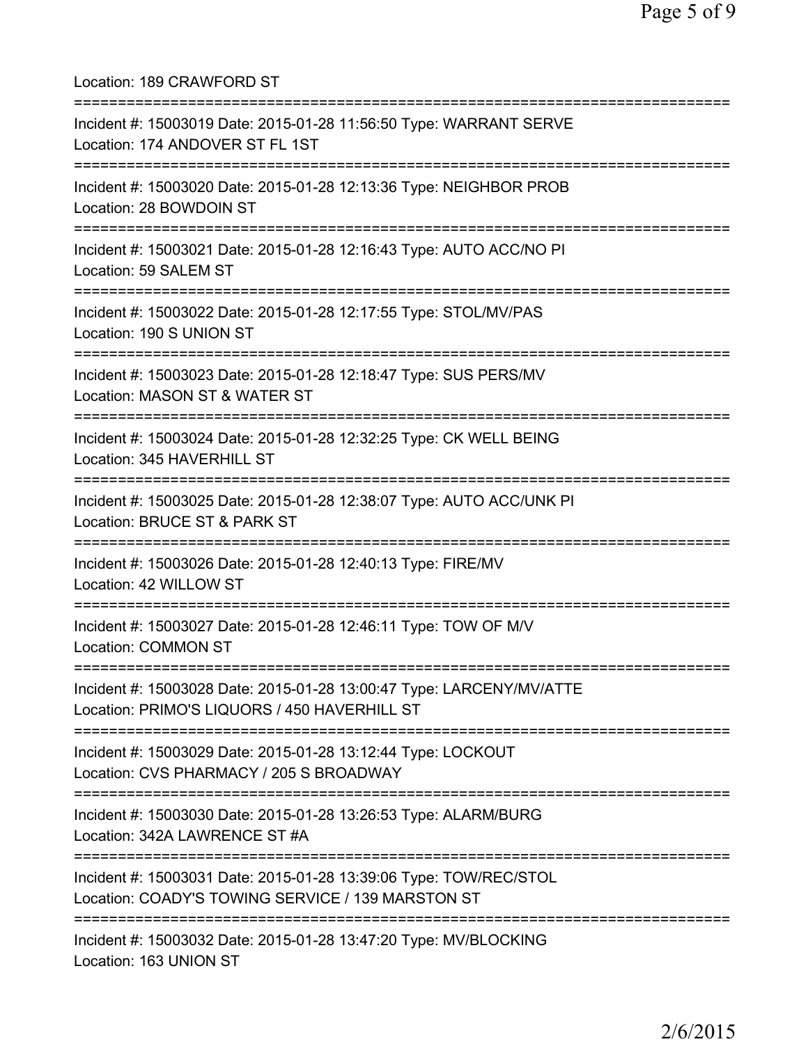Location: 189 CRAWFORD ST

===========================================================================

Incident #: 15003019 Date: 2015-01-28 11:56:50 Type: WARRANT SERVE
Location: 174 ANDOVER ST FL 1ST

===========================================================================

Incident #: 15003020 Date: 2015-01-28 12:13:36 Type: NEIGHBOR PROB
Location: 28 BOWDOIN ST

===========================================================================

Incident #: 15003021 Date: 2015-01-28 12:16:43 Type: AUTO ACC/NO PI
Location: 59 SALEM ST

===========================================================================

Incident #: 15003022 Date: 2015-01-28 12:17:55 Type: STOL/MV/PAS
Location: 190 S UNION ST

===========================================================================

Incident #: 15003023 Date: 2015-01-28 12:18:47 Type: SUS PERS/MV
Location: MASON ST & WATER ST

===========================================================================

Incident #: 15003024 Date: 2015-01-28 12:32:25 Type: CK WELL BEING
Location: 345 HAVERHILL ST

===========================================================================

Incident #: 15003025 Date: 2015-01-28 12:38:07 Type: AUTO ACC/UNK PI
Location: BRUCE ST & PARK ST

===========================================================================

Incident #: 15003026 Date: 2015-01-28 12:40:13 Type: FIRE/MV
Location: 42 WILLOW ST

===========================================================================

Incident #: 15003027 Date: 2015-01-28 12:46:11 Type: TOW OF M/V
Location: COMMON ST

===========================================================================

Incident #: 15003028 Date: 2015-01-28 13:00:47 Type: LARCENY/MV/ATTE
Location: PRIMO'S LIQUORS / 450 HAVERHILL ST

===========================================================================

Incident #: 15003029 Date: 2015-01-28 13:12:44 Type: LOCKOUT
Location: CVS PHARMACY / 205 S BROADWAY

===========================================================================

Incident #: 15003030 Date: 2015-01-28 13:26:53 Type: ALARM/BURG
Location: 342A LAWRENCE ST #A

===========================================================================

Incident #: 15003031 Date: 2015-01-28 13:39:06 Type: TOW/REC/STOL
Location: COADY'S TOWING SERVICE / 139 MARSTON ST

===========================================================================

Incident #: 15003032 Date: 2015-01-28 13:47:20 Type: MV/BLOCKING
Location: 163 UNION ST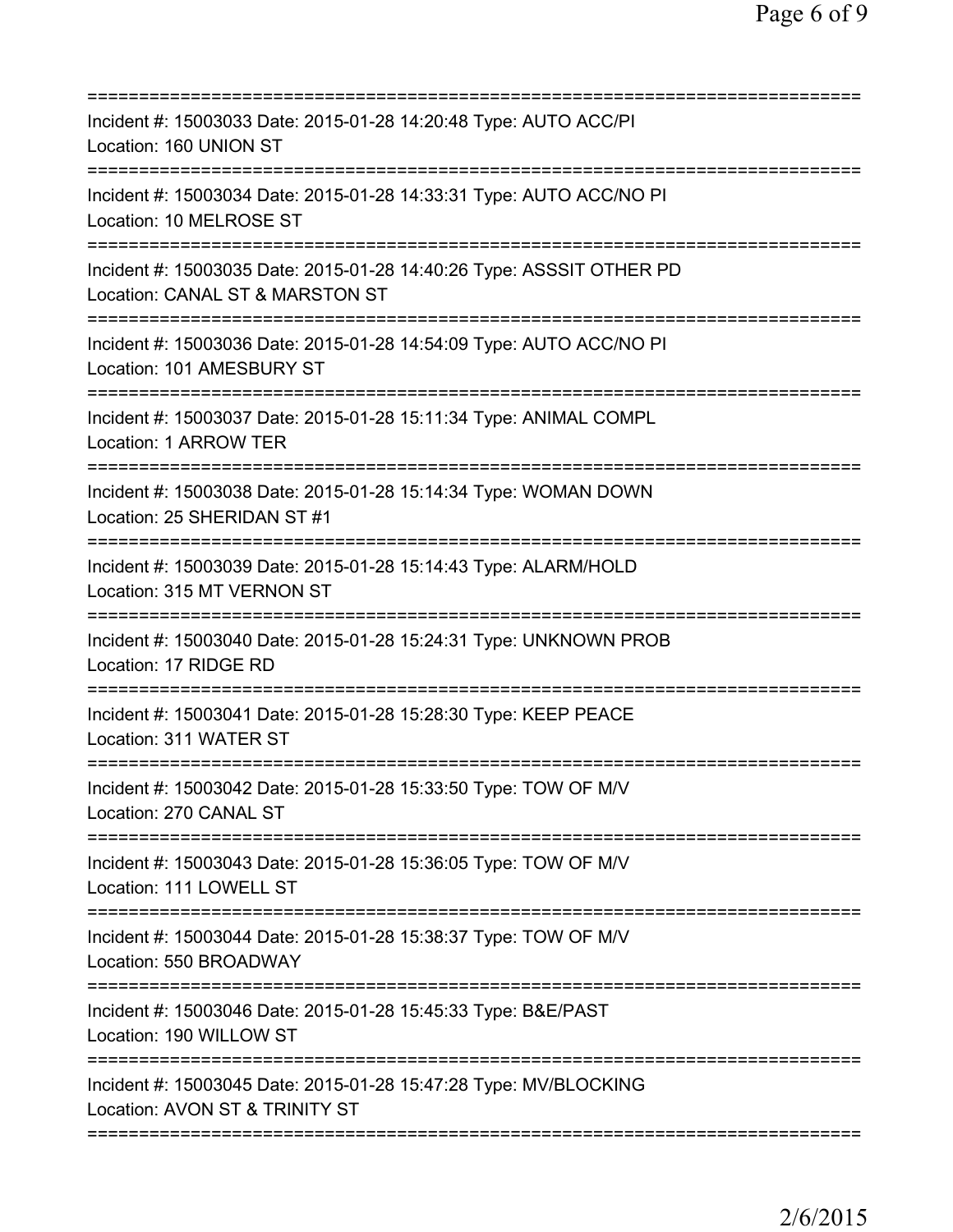===========================================================================
Incident #: 15003033 Date: 2015-01-28 14:20:48 Type: AUTO ACC/PI
Location: 160 UNION ST
===========================================================================
Incident #: 15003034 Date: 2015-01-28 14:33:31 Type: AUTO ACC/NO PI
Location: 10 MELROSE ST
===========================================================================
Incident #: 15003035 Date: 2015-01-28 14:40:26 Type: ASSSIT OTHER PD
Location: CANAL ST & MARSTON ST
===========================================================================
Incident #: 15003036 Date: 2015-01-28 14:54:09 Type: AUTO ACC/NO PI
Location: 101 AMESBURY ST
===========================================================================
Incident #: 15003037 Date: 2015-01-28 15:11:34 Type: ANIMAL COMPL
Location: 1 ARROW TER
===========================================================================
Incident #: 15003038 Date: 2015-01-28 15:14:34 Type: WOMAN DOWN
Location: 25 SHERIDAN ST #1
===========================================================================
Incident #: 15003039 Date: 2015-01-28 15:14:43 Type: ALARM/HOLD
Location: 315 MT VERNON ST
===========================================================================
Incident #: 15003040 Date: 2015-01-28 15:24:31 Type: UNKNOWN PROB
Location: 17 RIDGE RD
===========================================================================
Incident #: 15003041 Date: 2015-01-28 15:28:30 Type: KEEP PEACE
Location: 311 WATER ST
===========================================================================
Incident #: 15003042 Date: 2015-01-28 15:33:50 Type: TOW OF M/V
Location: 270 CANAL ST
===========================================================================
Incident #: 15003043 Date: 2015-01-28 15:36:05 Type: TOW OF M/V
Location: 111 LOWELL ST
===========================================================================
Incident #: 15003044 Date: 2015-01-28 15:38:37 Type: TOW OF M/V
Location: 550 BROADWAY
===========================================================================
Incident #: 15003046 Date: 2015-01-28 15:45:33 Type: B&E/PAST
Location: 190 WILLOW ST
===========================================================================
Incident #: 15003045 Date: 2015-01-28 15:47:28 Type: MV/BLOCKING
Location: AVON ST & TRINITY ST
===========================================================================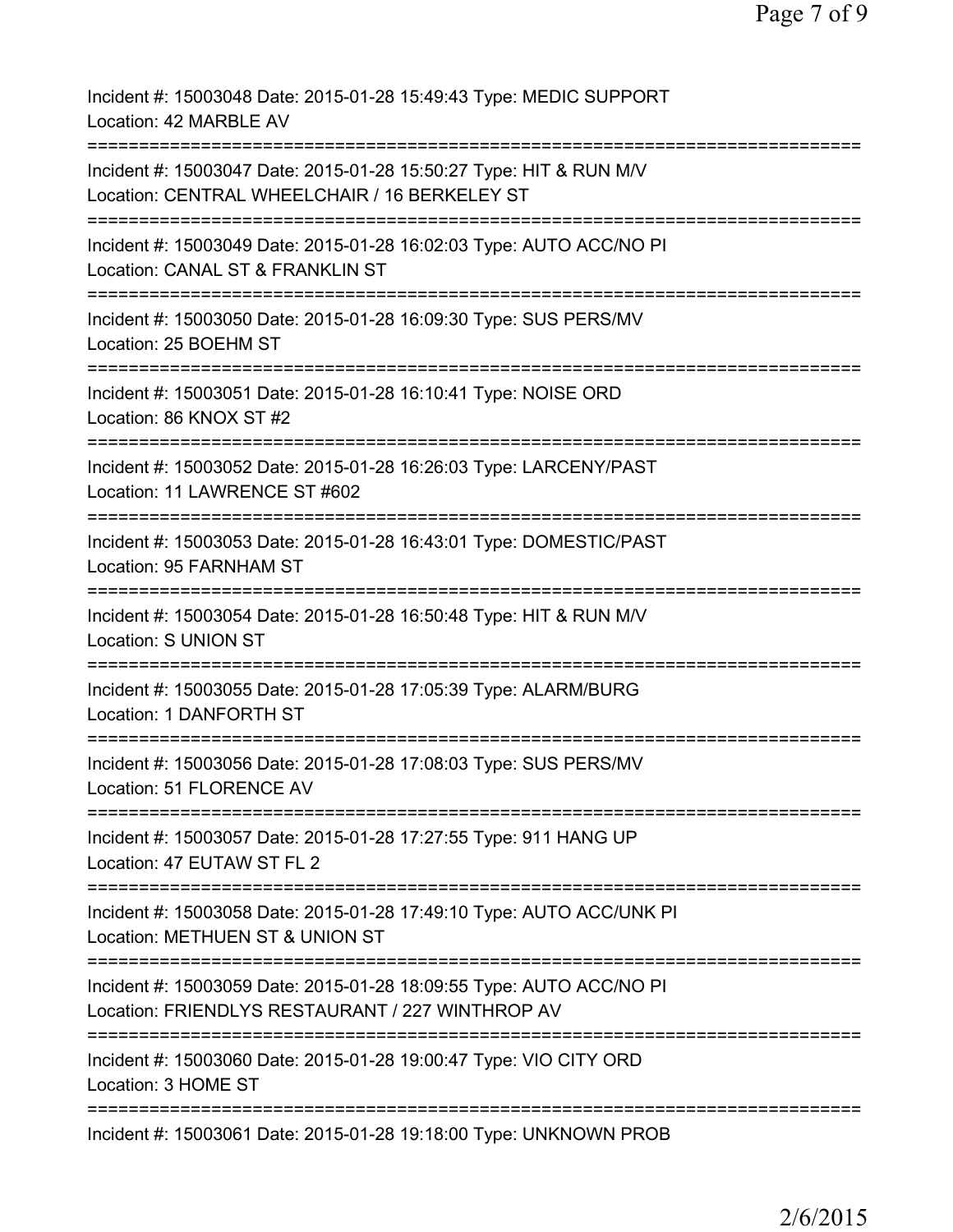Incident #: 15003048 Date: 2015-01-28 15:49:43 Type: MEDIC SUPPORT
Location: 42 MARBLE AV

===========================================================================

Incident #: 15003047 Date: 2015-01-28 15:50:27 Type: HIT & RUN M/V
Location: CENTRAL WHEELCHAIR / 16 BERKELEY ST

===========================================================================

Incident #: 15003049 Date: 2015-01-28 16:02:03 Type: AUTO ACC/NO PI
Location: CANAL ST & FRANKLIN ST

===========================================================================

Incident #: 15003050 Date: 2015-01-28 16:09:30 Type: SUS PERS/MV
Location: 25 BOEHM ST

===========================================================================

Incident #: 15003051 Date: 2015-01-28 16:10:41 Type: NOISE ORD
Location: 86 KNOX ST #2

===========================================================================

Incident #: 15003052 Date: 2015-01-28 16:26:03 Type: LARCENY/PAST
Location: 11 LAWRENCE ST #602

===========================================================================

Incident #: 15003053 Date: 2015-01-28 16:43:01 Type: DOMESTIC/PAST
Location: 95 FARNHAM ST

===========================================================================

Incident #: 15003054 Date: 2015-01-28 16:50:48 Type: HIT & RUN M/V
Location: S UNION ST

===========================================================================

Incident #: 15003055 Date: 2015-01-28 17:05:39 Type: ALARM/BURG
Location: 1 DANFORTH ST

===========================================================================

Incident #: 15003056 Date: 2015-01-28 17:08:03 Type: SUS PERS/MV
Location: 51 FLORENCE AV

===========================================================================

Incident #: 15003057 Date: 2015-01-28 17:27:55 Type: 911 HANG UP
Location: 47 EUTAW ST FL 2

===========================================================================

Incident #: 15003058 Date: 2015-01-28 17:49:10 Type: AUTO ACC/UNK PI
Location: METHUEN ST & UNION ST

===========================================================================

Incident #: 15003059 Date: 2015-01-28 18:09:55 Type: AUTO ACC/NO PI
Location: FRIENDLYS RESTAURANT / 227 WINTHROP AV

===========================================================================

Incident #: 15003060 Date: 2015-01-28 19:00:47 Type: VIO CITY ORD
Location: 3 HOME ST

===========================================================================

Incident #: 15003061 Date: 2015-01-28 19:18:00 Type: UNKNOWN PROB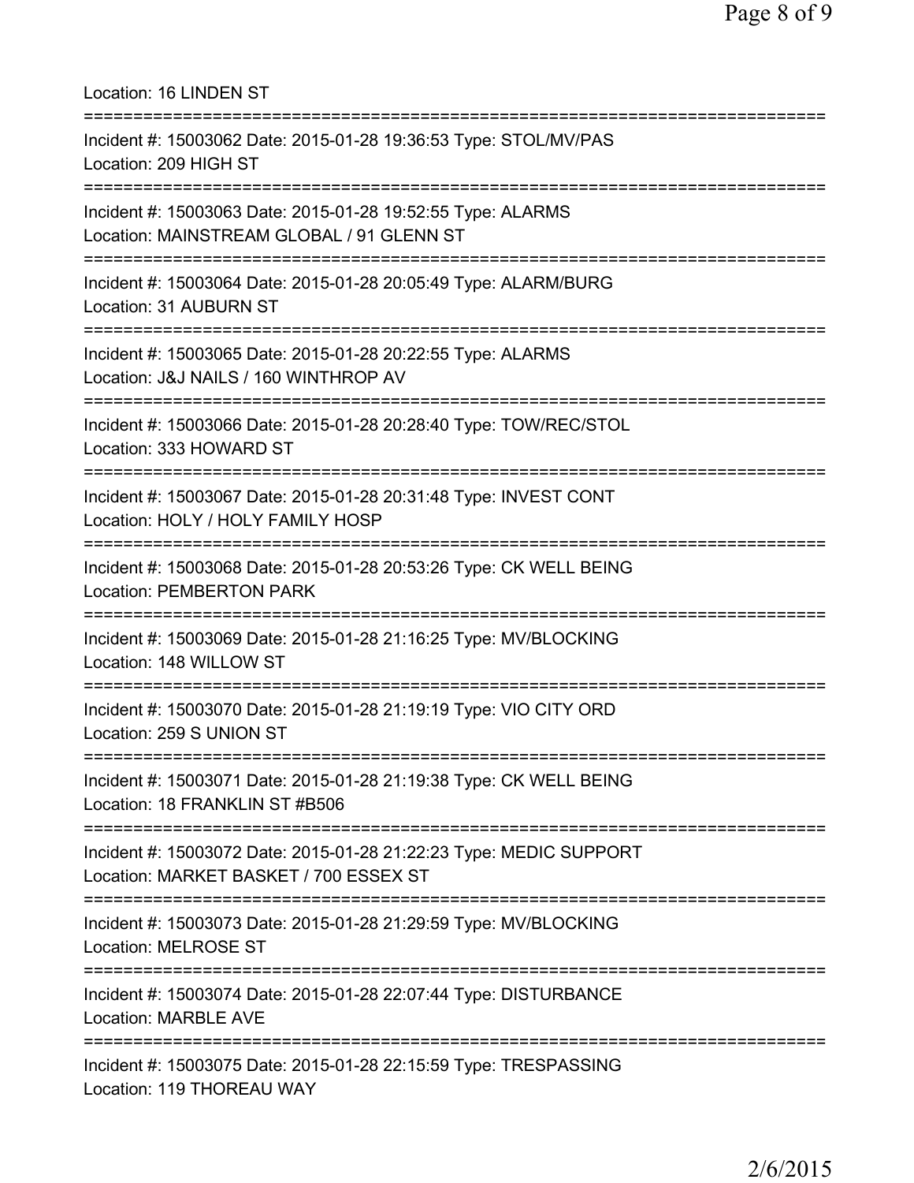Location: 16 LINDEN ST

===========================================================================

Incident #: 15003062 Date: 2015-01-28 19:36:53 Type: STOL/MV/PAS
Location: 209 HIGH ST

===========================================================================

Incident #: 15003063 Date: 2015-01-28 19:52:55 Type: ALARMS
Location: MAINSTREAM GLOBAL / 91 GLENN ST

===========================================================================

Incident #: 15003064 Date: 2015-01-28 20:05:49 Type: ALARM/BURG
Location: 31 AUBURN ST

===========================================================================

Incident #: 15003065 Date: 2015-01-28 20:22:55 Type: ALARMS
Location: J&J NAILS / 160 WINTHROP AV

===========================================================================

Incident #: 15003066 Date: 2015-01-28 20:28:40 Type: TOW/REC/STOL
Location: 333 HOWARD ST

===========================================================================

Incident #: 15003067 Date: 2015-01-28 20:31:48 Type: INVEST CONT
Location: HOLY / HOLY FAMILY HOSP

===========================================================================

Incident #: 15003068 Date: 2015-01-28 20:53:26 Type: CK WELL BEING
Location: PEMBERTON PARK

===========================================================================

Incident #: 15003069 Date: 2015-01-28 21:16:25 Type: MV/BLOCKING
Location: 148 WILLOW ST

===========================================================================

Incident #: 15003070 Date: 2015-01-28 21:19:19 Type: VIO CITY ORD
Location: 259 S UNION ST

===========================================================================

Incident #: 15003071 Date: 2015-01-28 21:19:38 Type: CK WELL BEING
Location: 18 FRANKLIN ST #B506

===========================================================================

Incident #: 15003072 Date: 2015-01-28 21:22:23 Type: MEDIC SUPPORT
Location: MARKET BASKET / 700 ESSEX ST

===========================================================================

Incident #: 15003073 Date: 2015-01-28 21:29:59 Type: MV/BLOCKING
Location: MELROSE ST

===========================================================================

Incident #: 15003074 Date: 2015-01-28 22:07:44 Type: DISTURBANCE
Location: MARBLE AVE

===========================================================================

Incident #: 15003075 Date: 2015-01-28 22:15:59 Type: TRESPASSING
Location: 119 THOREAU WAY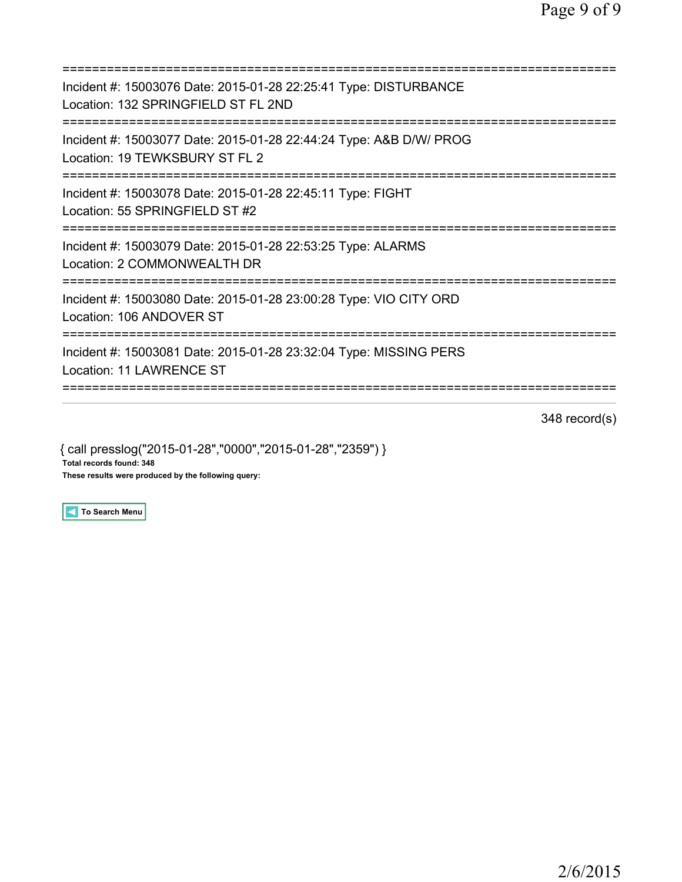===========================================================================

Incident #: 15003076 Date: 2015-01-28 22:25:41 Type: DISTURBANCE
Location: 132 SPRINGFIELD ST FL 2ND

===========================================================================

Incident #: 15003077 Date: 2015-01-28 22:44:24 Type: A&B D/W/ PROG
Location: 19 TEWKSBURY ST FL 2

===========================================================================

Incident #: 15003078 Date: 2015-01-28 22:45:11 Type: FIGHT
Location: 55 SPRINGFIELD ST #2

===========================================================================

Incident #: 15003079 Date: 2015-01-28 22:53:25 Type: ALARMS
Location: 2 COMMONWEALTH DR

===========================================================================

Incident #: 15003080 Date: 2015-01-28 23:00:28 Type: VIO CITY ORD
Location: 106 ANDOVER ST

===========================================================================

Incident #: 15003081 Date: 2015-01-28 23:32:04 Type: MISSING PERS
Location: 11 LAWRENCE ST

===========================================================================

348 record(s)

{ call presslog("2015-01-28","0000","2015-01-28","2359") }

**Total records found: 348**

**These results were produced by the following query:**

To Search Menu